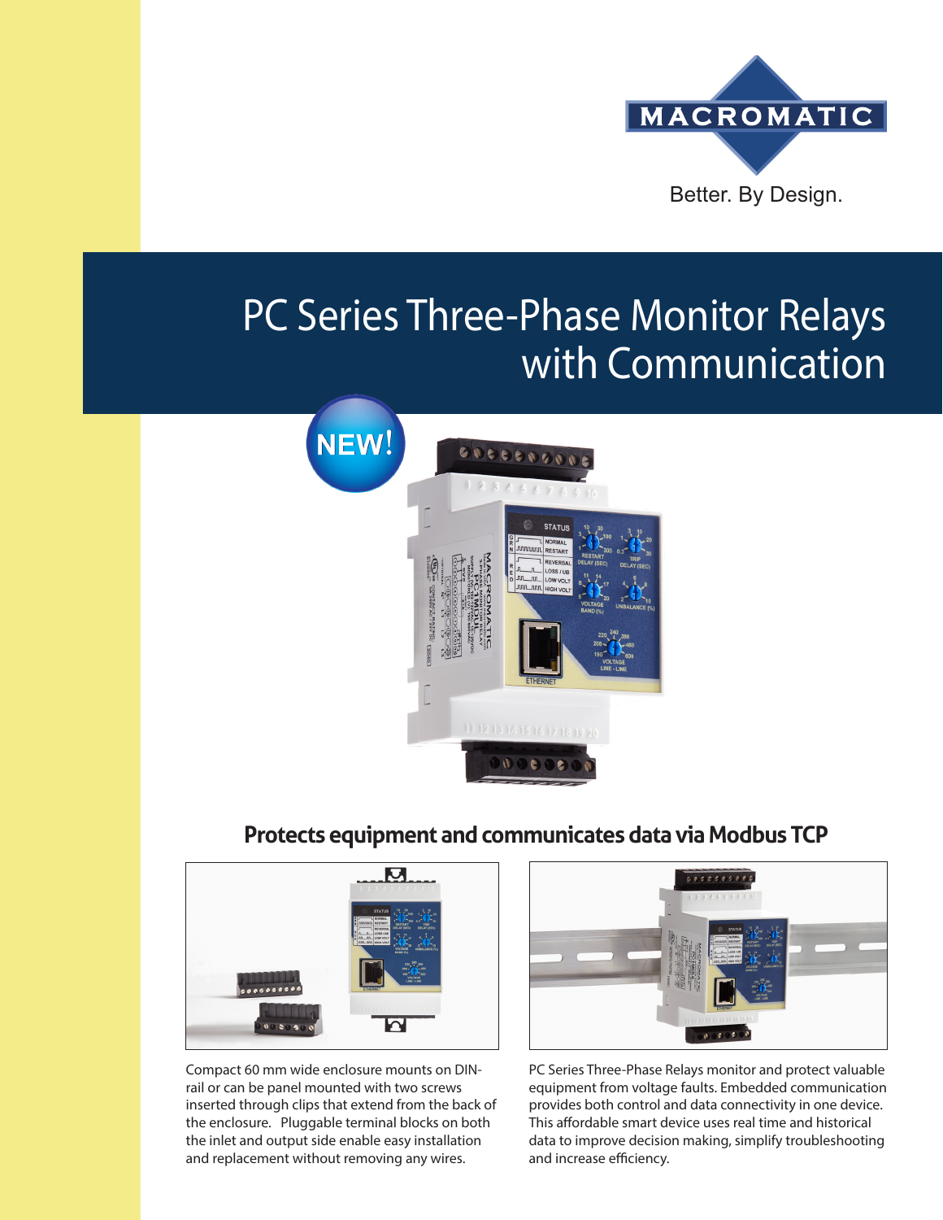MACROMATIC

Better. By Design.

# PC Series Three-Phase Monitor Relays with Communication

NEW!

## Protects equipment and communicates data via Modbus TCP

Compact 60 mm wide enclosure mounts on DIN-rail or can be panel mounted with two screws inserted through clips that extend from the back of the enclosure. Pluggable terminal blocks on both the inlet and output side enable easy installation and replacement without removing any wires.

PC Series Three-Phase Relays monitor and protect valuable equipment from voltage faults. Embedded communication provides both control and data connectivity in one device. This affordable smart device uses real time and historical data to improve decision making, simplify troubleshooting and increase efficiency.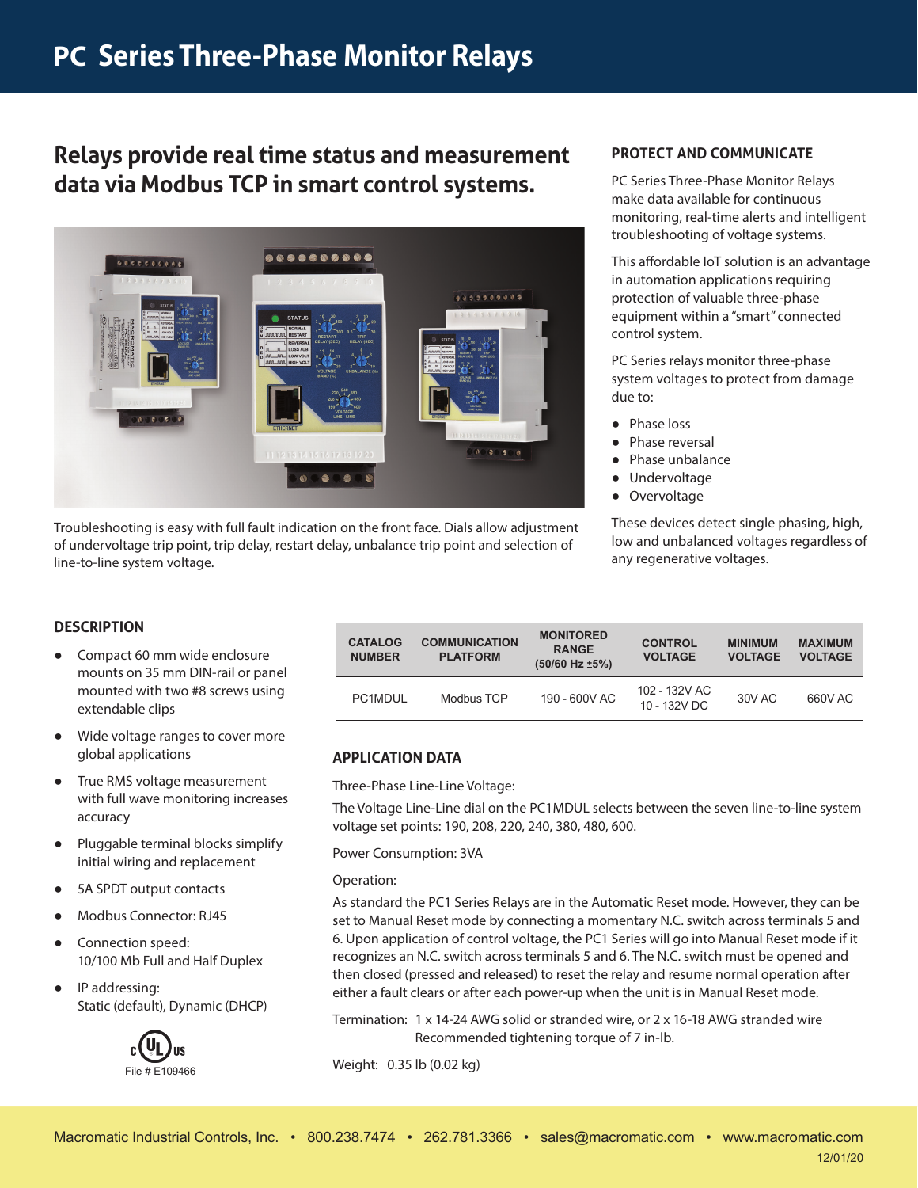# PC Series Three-Phase Monitor Relays

## Relays provide real time status and measurement data via Modbus TCP in smart control systems.

Troubleshooting is easy with full fault indication on the front face. Dials allow adjustment of undervoltage trip point, trip delay, restart delay, unbalance trip point and selection of line-to-line system voltage.

### PROTECT AND COMMUNICATE

PC Series Three-Phase Monitor Relays make data available for continuous monitoring, real-time alerts and intelligent troubleshooting of voltage systems.

This affordable IoT solution is an advantage in automation applications requiring protection of valuable three-phase equipment within a "smart" connected control system.

PC Series relays monitor three-phase system voltages to protect from damage due to:

- Phase loss
- Phase reversal
- Phase unbalance
- Undervoltage
- Overvoltage

These devices detect single phasing, high, low and unbalanced voltages regardless of any regenerative voltages.

### DESCRIPTION

- Compact 60 mm wide enclosure mounts on 35 mm DIN-rail or panel mounted with two #8 screws using extendable clips
- Wide voltage ranges to cover more global applications
- True RMS voltage measurement with full wave monitoring increases accuracy
- Pluggable terminal blocks simplify initial wiring and replacement
- 5A SPDT output contacts
- Modbus Connector: RJ45
- Connection speed: 10/100 Mb Full and Half Duplex
- IP addressing: Static (default), Dynamic (DHCP)

File # E109466

| CATALOG NUMBER | COMMUNICATION PLATFORM | MONITORED RANGE (50/60 Hz ±5%) | CONTROL VOLTAGE | MINIMUM VOLTAGE | MAXIMUM VOLTAGE |
|---|---|---|---|---|---|
| PC1MDUL | Modbus TCP | 190 - 600V AC | 102 - 132V AC<br>10 - 132V DC | 30V AC | 660V AC |

### APPLICATION DATA

Three-Phase Line-Line Voltage:

The Voltage Line-Line dial on the PC1MDUL selects between the seven line-to-line system voltage set points: 190, 208, 220, 240, 380, 480, 600.

Power Consumption: 3VA

Operation:

As standard the PC1 Series Relays are in the Automatic Reset mode. However, they can be set to Manual Reset mode by connecting a momentary N.C. switch across terminals 5 and 6. Upon application of control voltage, the PC1 Series will go into Manual Reset mode if it recognizes an N.C. switch across terminals 5 and 6. The N.C. switch must be opened and then closed (pressed and released) to reset the relay and resume normal operation after either a fault clears or after each power-up when the unit is in Manual Reset mode.

Termination: 1 x 14-24 AWG solid or stranded wire, or 2 x 16-18 AWG stranded wire
Recommended tightening torque of 7 in-lb.

Weight: 0.35 lb (0.02 kg)

Macromatic Industrial Controls, Inc. • 800.238.7474 • 262.781.3366 • sales@macromatic.com • www.macromatic.com

12/01/20